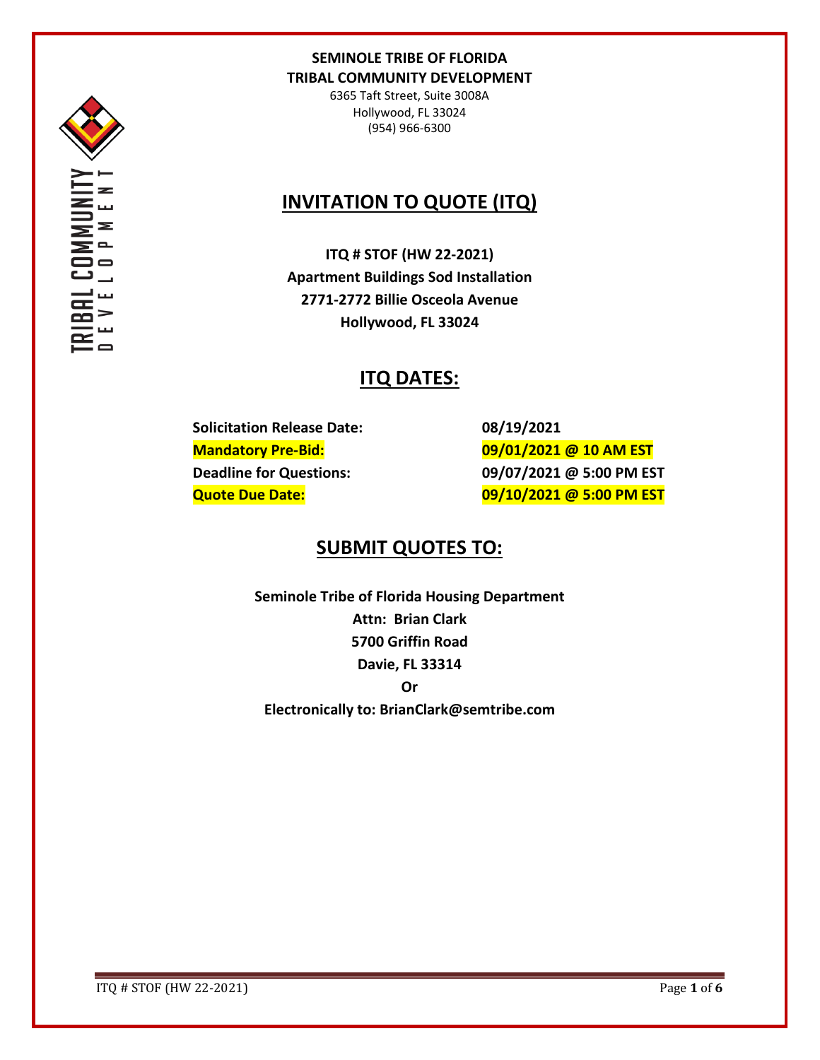**SEMINOLE TRIBE OF FLORIDA**
**TRIBAL COMMUNITY DEVELOPMENT**
6365 Taft Street, Suite 3008A
Hollywood, FL 33024
(954) 966-6300

# INVITATION TO QUOTE (ITQ)

**ITQ # STOF (HW 22-2021)**
**Apartment Buildings Sod Installation**
**2771-2772 Billie Osceola Avenue**
**Hollywood, FL 33024**

## ITQ DATES:

| | |
|---|---|
| **Solicitation Release Date:** | **08/19/2021** |
| **Mandatory Pre-Bid:** | **09/01/2021 @ 10 AM EST** |
| **Deadline for Questions:** | **09/07/2021 @ 5:00 PM EST** |
| **Quote Due Date:** | **09/10/2021 @ 5:00 PM EST** |

## SUBMIT QUOTES TO:

**Seminole Tribe of Florida Housing Department**
**Attn: Brian Clark**
**5700 Griffin Road**
**Davie, FL 33314**
**Or**
**Electronically to: BrianClark@semtribe.com**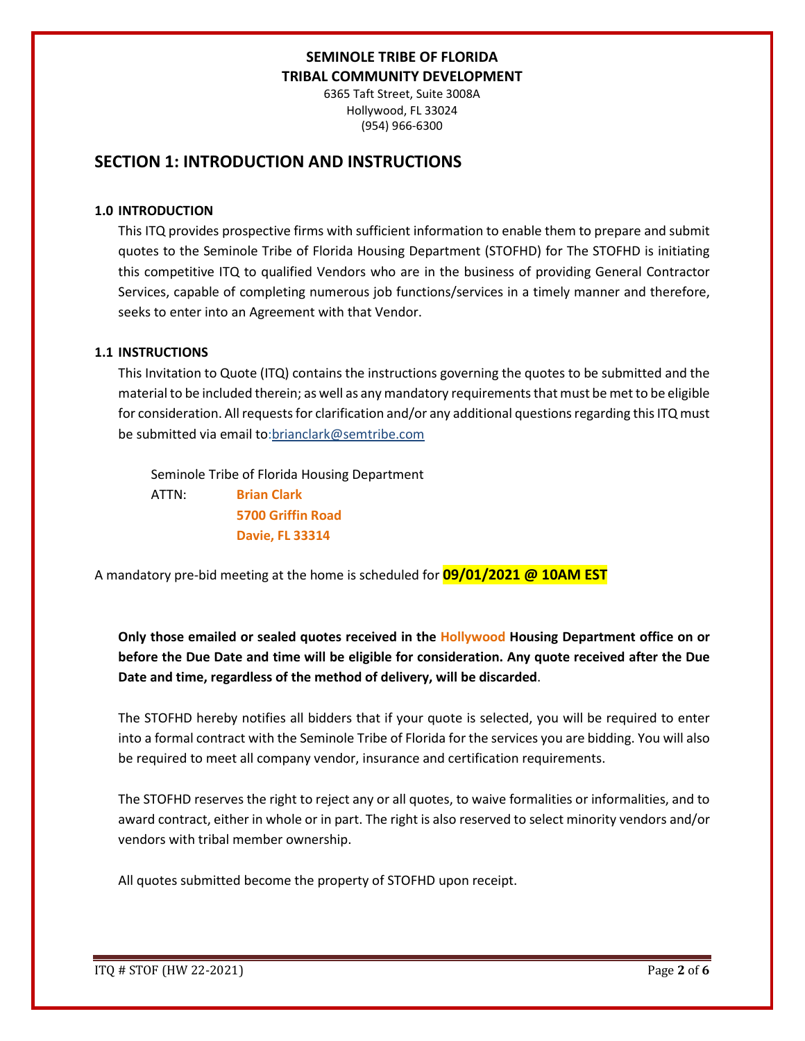**SEMINOLE TRIBE OF FLORIDA**
**TRIBAL COMMUNITY DEVELOPMENT**
6365 Taft Street, Suite 3008A
Hollywood, FL 33024
(954) 966-6300

## SECTION 1: INTRODUCTION AND INSTRUCTIONS

### 1.0 INTRODUCTION

This ITQ provides prospective firms with sufficient information to enable them to prepare and submit quotes to the Seminole Tribe of Florida Housing Department (STOFHD) for The STOFHD is initiating this competitive ITQ to qualified Vendors who are in the business of providing General Contractor Services, capable of completing numerous job functions/services in a timely manner and therefore, seeks to enter into an Agreement with that Vendor.

### 1.1 INSTRUCTIONS

This Invitation to Quote (ITQ) contains the instructions governing the quotes to be submitted and the material to be included therein; as well as any mandatory requirements that must be met to be eligible for consideration. All requests for clarification and/or any additional questions regarding this ITQ must be submitted via email to:brianclark@semtribe.com

Seminole Tribe of Florida Housing Department
ATTN: **Brian Clark**
**5700 Griffin Road**
**Davie, FL 33314**

A mandatory pre-bid meeting at the home is scheduled for **09/01/2021 @ 10AM EST**

**Only those emailed or sealed quotes received in the Hollywood Housing Department office on or before the Due Date and time will be eligible for consideration. Any quote received after the Due Date and time, regardless of the method of delivery, will be discarded**.

The STOFHD hereby notifies all bidders that if your quote is selected, you will be required to enter into a formal contract with the Seminole Tribe of Florida for the services you are bidding. You will also be required to meet all company vendor, insurance and certification requirements.

The STOFHD reserves the right to reject any or all quotes, to waive formalities or informalities, and to award contract, either in whole or in part. The right is also reserved to select minority vendors and/or vendors with tribal member ownership.

All quotes submitted become the property of STOFHD upon receipt.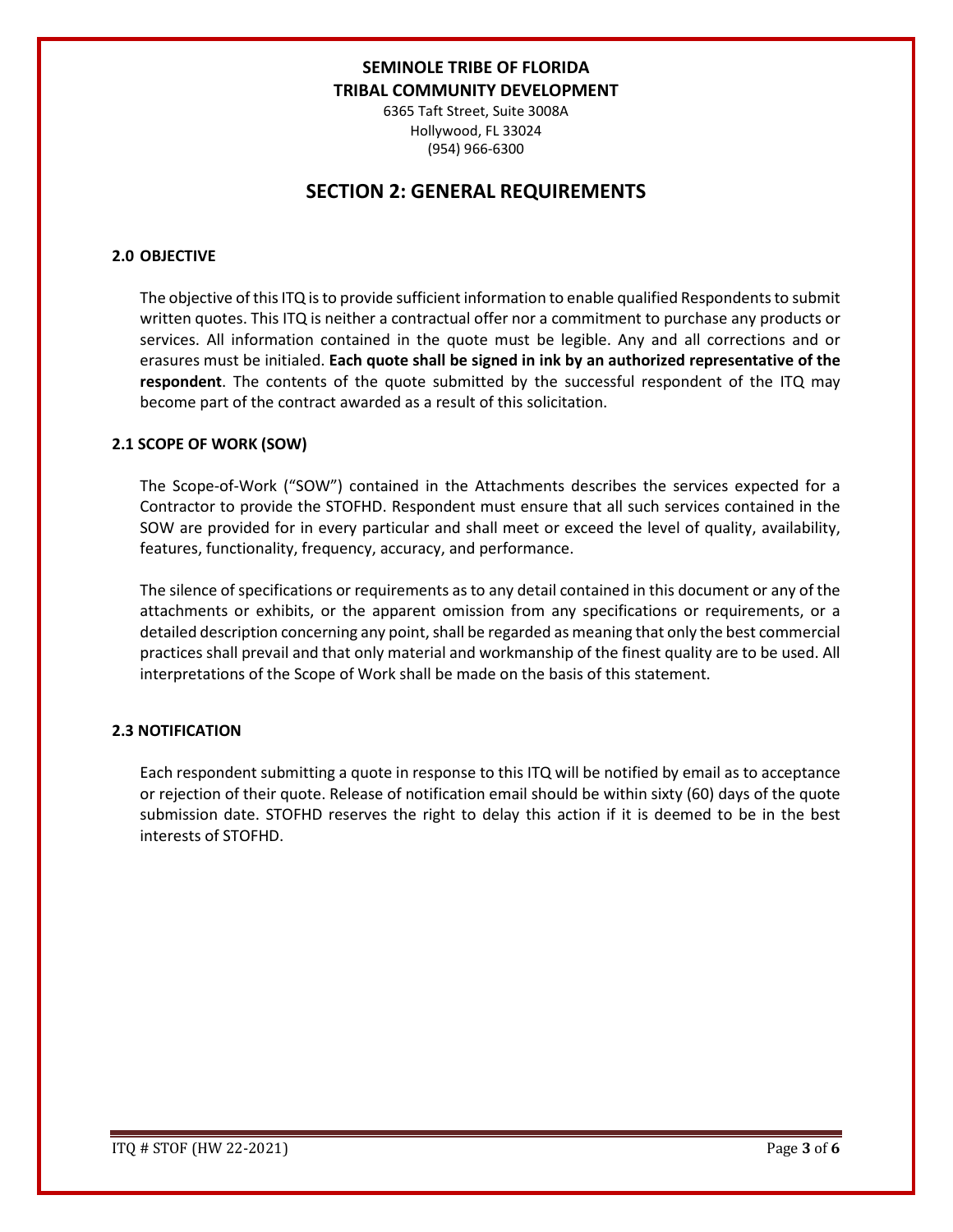**SEMINOLE TRIBE OF FLORIDA**
**TRIBAL COMMUNITY DEVELOPMENT**
6365 Taft Street, Suite 3008A
Hollywood, FL 33024
(954) 966-6300

# SECTION 2: GENERAL REQUIREMENTS

### 2.0 OBJECTIVE

The objective of this ITQ is to provide sufficient information to enable qualified Respondents to submit written quotes. This ITQ is neither a contractual offer nor a commitment to purchase any products or services. All information contained in the quote must be legible. Any and all corrections and or erasures must be initialed. **Each quote shall be signed in ink by an authorized representative of the respondent**. The contents of the quote submitted by the successful respondent of the ITQ may become part of the contract awarded as a result of this solicitation.

### 2.1 SCOPE OF WORK (SOW)

The Scope-of-Work ("SOW") contained in the Attachments describes the services expected for a Contractor to provide the STOFHD. Respondent must ensure that all such services contained in the SOW are provided for in every particular and shall meet or exceed the level of quality, availability, features, functionality, frequency, accuracy, and performance.

The silence of specifications or requirements as to any detail contained in this document or any of the attachments or exhibits, or the apparent omission from any specifications or requirements, or a detailed description concerning any point, shall be regarded as meaning that only the best commercial practices shall prevail and that only material and workmanship of the finest quality are to be used. All interpretations of the Scope of Work shall be made on the basis of this statement.

### 2.3 NOTIFICATION

Each respondent submitting a quote in response to this ITQ will be notified by email as to acceptance or rejection of their quote. Release of notification email should be within sixty (60) days of the quote submission date. STOFHD reserves the right to delay this action if it is deemed to be in the best interests of STOFHD.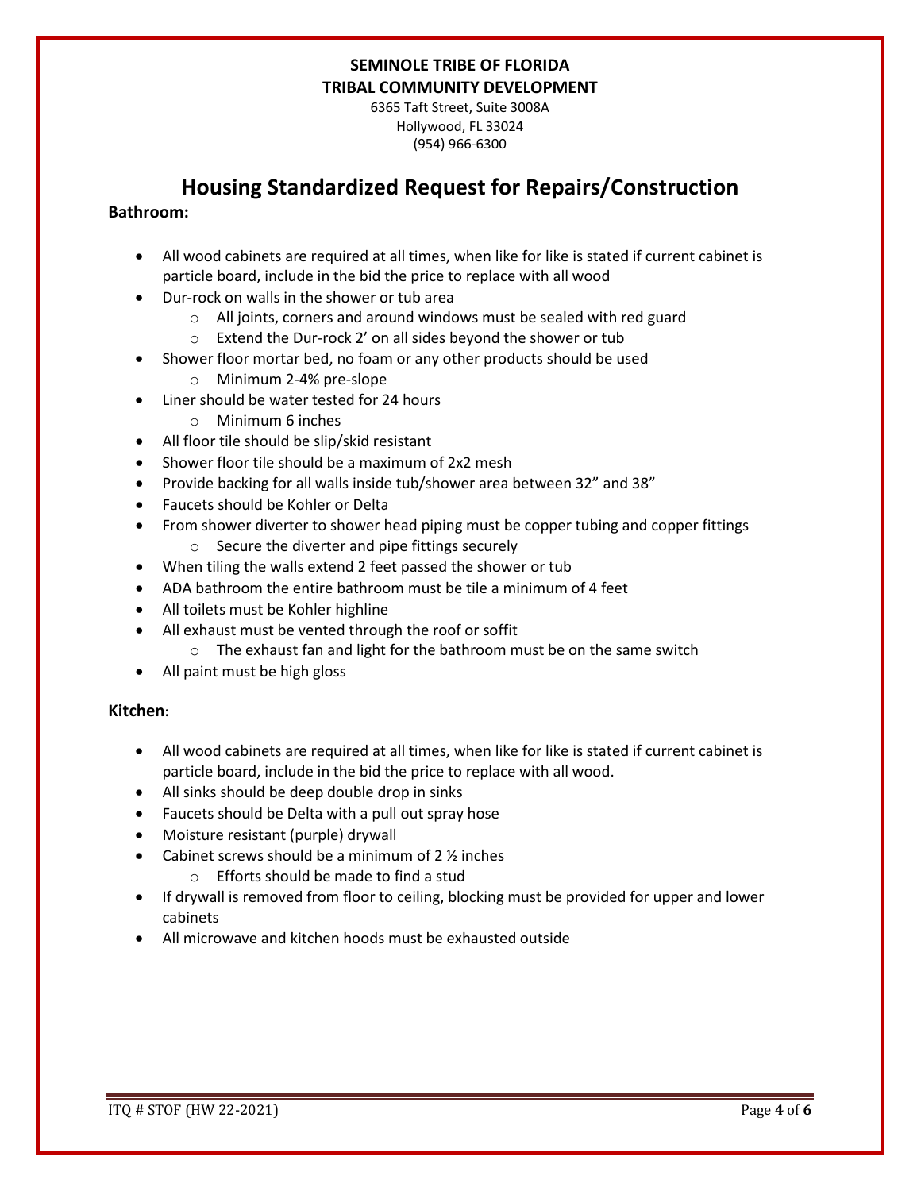**SEMINOLE TRIBE OF FLORIDA**
**TRIBAL COMMUNITY DEVELOPMENT**

6365 Taft Street, Suite 3008A
Hollywood, FL 33024
(954) 966-6300

# Housing Standardized Request for Repairs/Construction

**Bathroom:**

- All wood cabinets are required at all times, when like for like is stated if current cabinet is particle board, include in the bid the price to replace with all wood
- Dur-rock on walls in the shower or tub area
    - All joints, corners and around windows must be sealed with red guard
    - Extend the Dur-rock 2' on all sides beyond the shower or tub
- Shower floor mortar bed, no foam or any other products should be used
    - Minimum 2-4% pre-slope
- Liner should be water tested for 24 hours
    - Minimum 6 inches
- All floor tile should be slip/skid resistant
- Shower floor tile should be a maximum of 2x2 mesh
- Provide backing for all walls inside tub/shower area between 32" and 38"
- Faucets should be Kohler or Delta
- From shower diverter to shower head piping must be copper tubing and copper fittings
    - Secure the diverter and pipe fittings securely
- When tiling the walls extend 2 feet passed the shower or tub
- ADA bathroom the entire bathroom must be tile a minimum of 4 feet
- All toilets must be Kohler highline
- All exhaust must be vented through the roof or soffit
    - The exhaust fan and light for the bathroom must be on the same switch
- All paint must be high gloss

**Kitchen:**

- All wood cabinets are required at all times, when like for like is stated if current cabinet is particle board, include in the bid the price to replace with all wood.
- All sinks should be deep double drop in sinks
- Faucets should be Delta with a pull out spray hose
- Moisture resistant (purple) drywall
- Cabinet screws should be a minimum of 2 ½ inches
    - Efforts should be made to find a stud
- If drywall is removed from floor to ceiling, blocking must be provided for upper and lower cabinets
- All microwave and kitchen hoods must be exhausted outside

ITQ # STOF (HW 22-2021)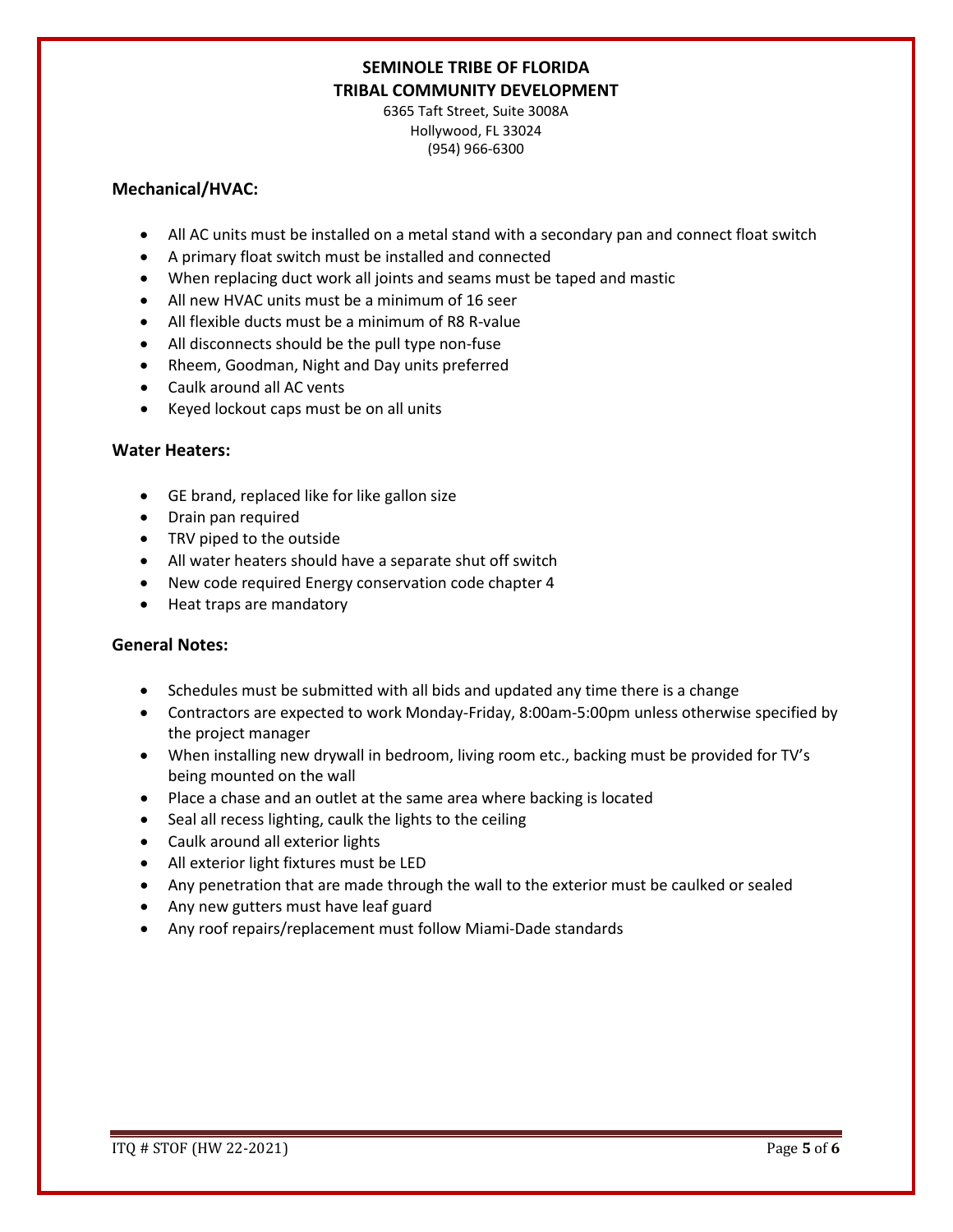**SEMINOLE TRIBE OF FLORIDA**
**TRIBAL COMMUNITY DEVELOPMENT**
6365 Taft Street, Suite 3008A
Hollywood, FL 33024
(954) 966-6300

## Mechanical/HVAC:

- All AC units must be installed on a metal stand with a secondary pan and connect float switch
- A primary float switch must be installed and connected
- When replacing duct work all joints and seams must be taped and mastic
- All new HVAC units must be a minimum of 16 seer
- All flexible ducts must be a minimum of R8 R-value
- All disconnects should be the pull type non-fuse
- Rheem, Goodman, Night and Day units preferred
- Caulk around all AC vents
- Keyed lockout caps must be on all units

## Water Heaters:

- GE brand, replaced like for like gallon size
- Drain pan required
- TRV piped to the outside
- All water heaters should have a separate shut off switch
- New code required Energy conservation code chapter 4
- Heat traps are mandatory

## General Notes:

- Schedules must be submitted with all bids and updated any time there is a change
- Contractors are expected to work Monday-Friday, 8:00am-5:00pm unless otherwise specified by the project manager
- When installing new drywall in bedroom, living room etc., backing must be provided for TV's being mounted on the wall
- Place a chase and an outlet at the same area where backing is located
- Seal all recess lighting, caulk the lights to the ceiling
- Caulk around all exterior lights
- All exterior light fixtures must be LED
- Any penetration that are made through the wall to the exterior must be caulked or sealed
- Any new gutters must have leaf guard
- Any roof repairs/replacement must follow Miami-Dade standards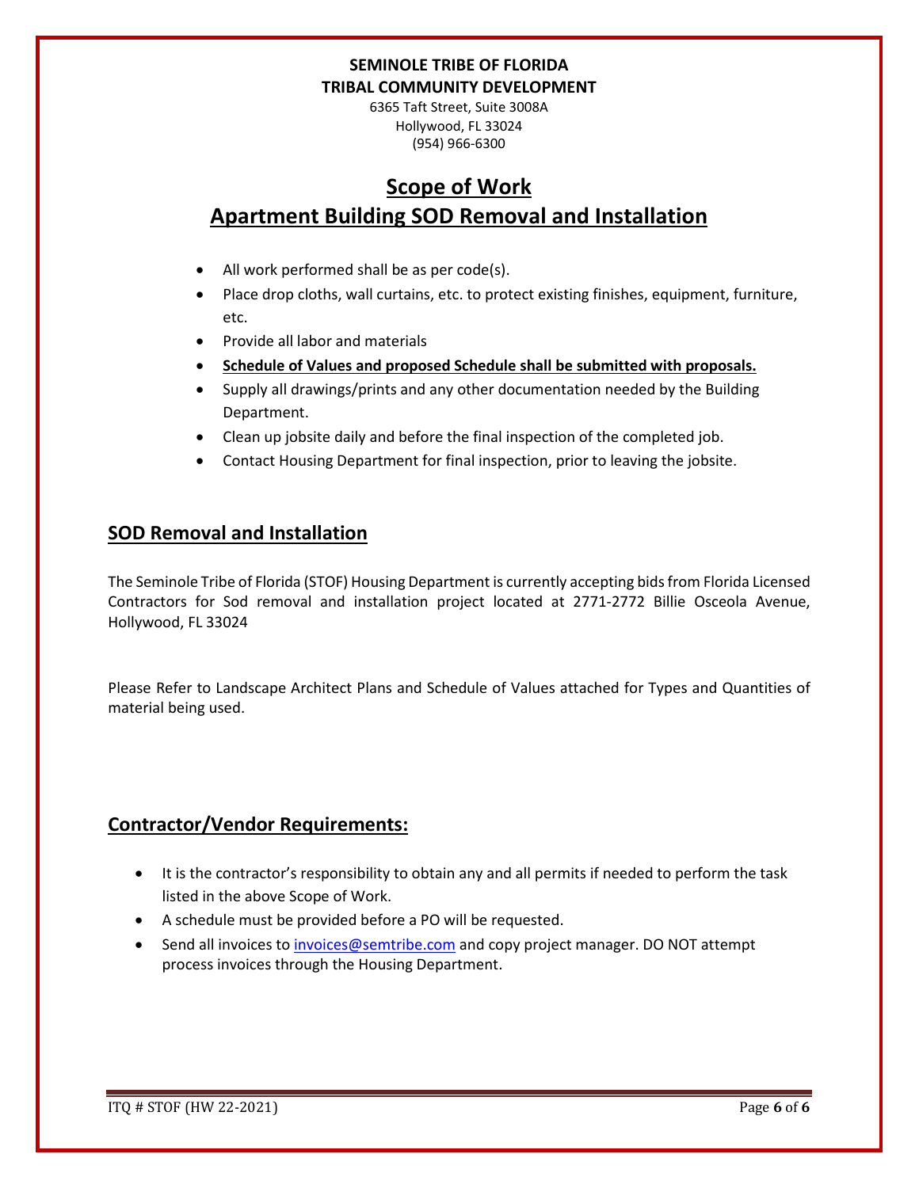**SEMINOLE TRIBE OF FLORIDA**
**TRIBAL COMMUNITY DEVELOPMENT**
6365 Taft Street, Suite 3008A
Hollywood, FL 33024
(954) 966-6300

# Scope of Work
# Apartment Building SOD Removal and Installation

- All work performed shall be as per code(s).
- Place drop cloths, wall curtains, etc. to protect existing finishes, equipment, furniture, etc.
- Provide all labor and materials
- **Schedule of Values and proposed Schedule shall be submitted with proposals.**
- Supply all drawings/prints and any other documentation needed by the Building Department.
- Clean up jobsite daily and before the final inspection of the completed job.
- Contact Housing Department for final inspection, prior to leaving the jobsite.

## SOD Removal and Installation

The Seminole Tribe of Florida (STOF) Housing Department is currently accepting bids from Florida Licensed Contractors for Sod removal and installation project located at 2771-2772 Billie Osceola Avenue, Hollywood, FL 33024

Please Refer to Landscape Architect Plans and Schedule of Values attached for Types and Quantities of material being used.

## Contractor/Vendor Requirements:

- It is the contractor's responsibility to obtain any and all permits if needed to perform the task listed in the above Scope of Work.
- A schedule must be provided before a PO will be requested.
- Send all invoices to invoices@semtribe.com and copy project manager. DO NOT attempt process invoices through the Housing Department.

ITQ # STOF (HW 22-2021)